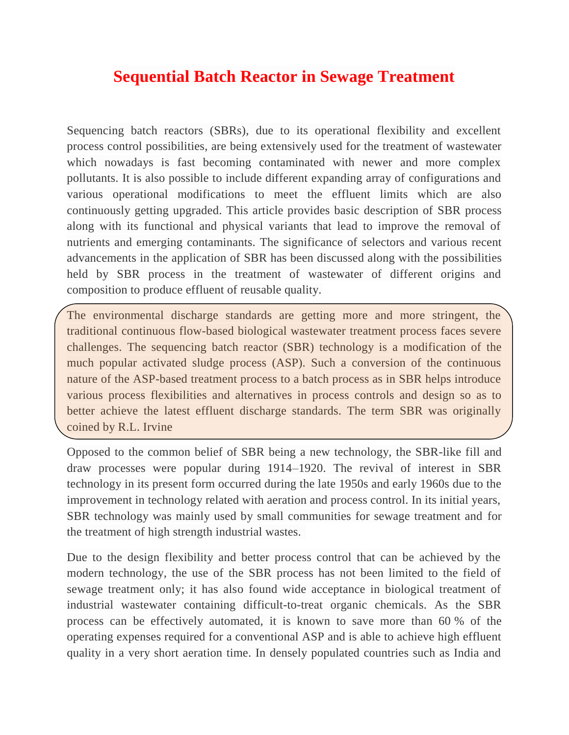# Sequential Batch Reactor in Sewage Treatment

Sequencing batch reactors (SBRs), due to its operational flexibility and excellent process control possibilities, are being extensively used for the treatment of wastewater which nowadays is fast becoming contaminated with newer and more complex pollutants. It is also possible to include different expanding array of configurations and various operational modifications to meet the effluent limits which are also continuously getting upgraded. This article provides basic description of SBR process along with its functional and physical variants that lead to improve the removal of nutrients and emerging contaminants. The significance of selectors and various recent advancements in the application of SBR has been discussed along with the possibilities held by SBR process in the treatment of wastewater of different origins and composition to produce effluent of reusable quality.

The environmental discharge standards are getting more and more stringent, the traditional continuous flow-based biological wastewater treatment process faces severe challenges. The sequencing batch reactor (SBR) technology is a modification of the much popular activated sludge process (ASP). Such a conversion of the continuous nature of the ASP-based treatment process to a batch process as in SBR helps introduce various process flexibilities and alternatives in process controls and design so as to better achieve the latest effluent discharge standards. The term SBR was originally coined by R.L. Irvine

Opposed to the common belief of SBR being a new technology, the SBR-like fill and draw processes were popular during 1914–1920. The revival of interest in SBR technology in its present form occurred during the late 1950s and early 1960s due to the improvement in technology related with aeration and process control. In its initial years, SBR technology was mainly used by small communities for sewage treatment and for the treatment of high strength industrial wastes.

Due to the design flexibility and better process control that can be achieved by the modern technology, the use of the SBR process has not been limited to the field of sewage treatment only; it has also found wide acceptance in biological treatment of industrial wastewater containing difficult-to-treat organic chemicals. As the SBR process can be effectively automated, it is known to save more than 60 % of the operating expenses required for a conventional ASP and is able to achieve high effluent quality in a very short aeration time. In densely populated countries such as India and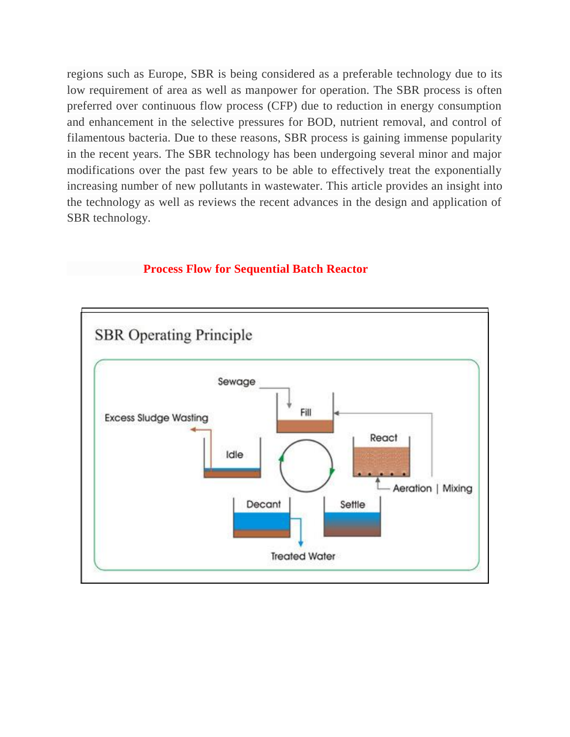regions such as Europe, SBR is being considered as a preferable technology due to its low requirement of area as well as manpower for operation. The SBR process is often preferred over continuous flow process (CFP) due to reduction in energy consumption and enhancement in the selective pressures for BOD, nutrient removal, and control of filamentous bacteria. Due to these reasons, SBR process is gaining immense popularity in the recent years. The SBR technology has been undergoing several minor and major modifications over the past few years to be able to effectively treat the exponentially increasing number of new pollutants in wastewater. This article provides an insight into the technology as well as reviews the recent advances in the design and application of SBR technology.

**Process Flow for Sequential Batch Reactor**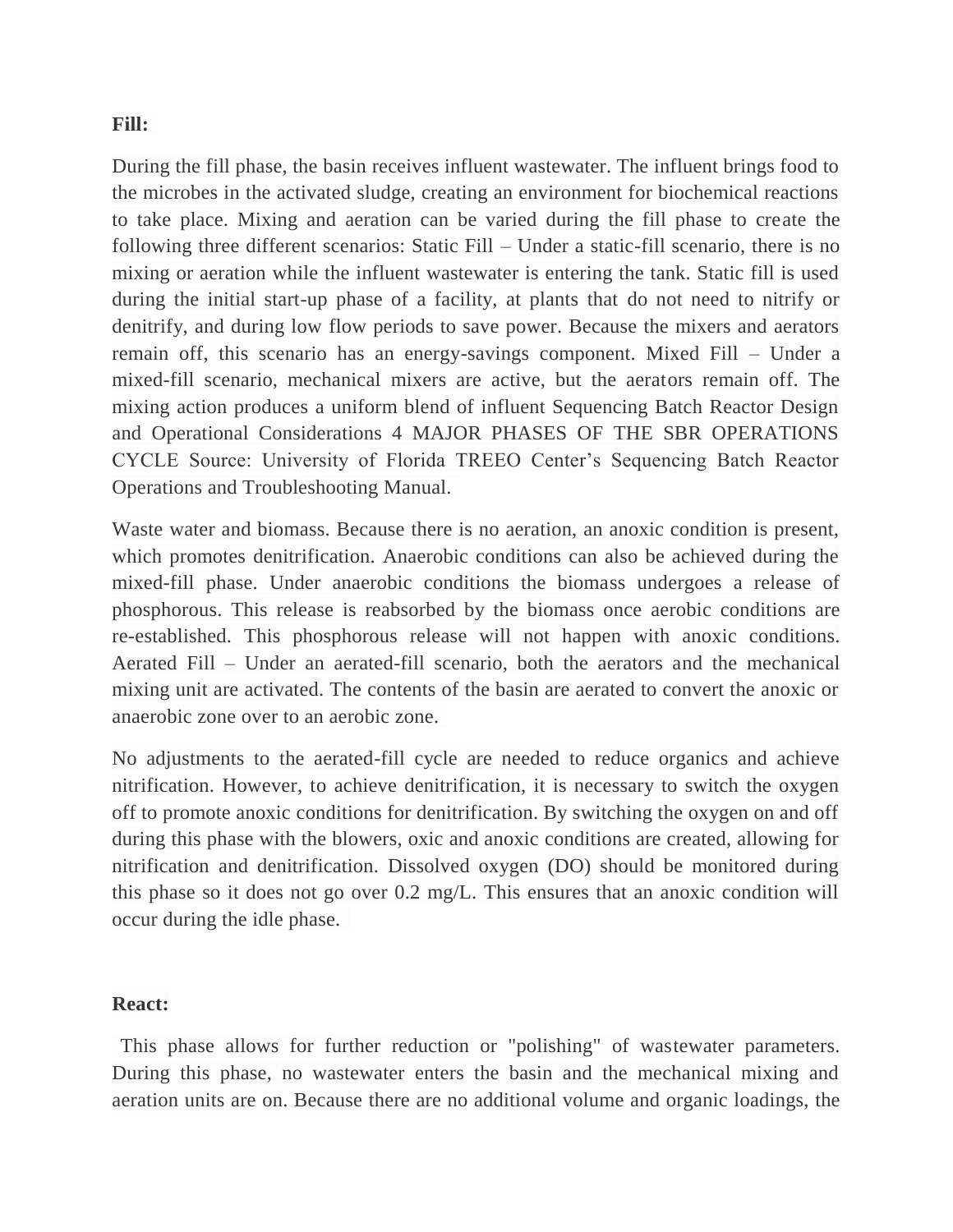**Fill:**

During the fill phase, the basin receives influent wastewater. The influent brings food to the microbes in the activated sludge, creating an environment for biochemical reactions to take place. Mixing and aeration can be varied during the fill phase to create the following three different scenarios: Static Fill – Under a static-fill scenario, there is no mixing or aeration while the influent wastewater is entering the tank. Static fill is used during the initial start-up phase of a facility, at plants that do not need to nitrify or denitrify, and during low flow periods to save power. Because the mixers and aerators remain off, this scenario has an energy-savings component. Mixed Fill – Under a mixed-fill scenario, mechanical mixers are active, but the aerators remain off. The mixing action produces a uniform blend of influent Sequencing Batch Reactor Design and Operational Considerations 4 MAJOR PHASES OF THE SBR OPERATIONS CYCLE Source: University of Florida TREEO Center's Sequencing Batch Reactor Operations and Troubleshooting Manual.

Waste water and biomass. Because there is no aeration, an anoxic condition is present, which promotes denitrification. Anaerobic conditions can also be achieved during the mixed-fill phase. Under anaerobic conditions the biomass undergoes a release of phosphorous. This release is reabsorbed by the biomass once aerobic conditions are re-established. This phosphorous release will not happen with anoxic conditions. Aerated Fill – Under an aerated-fill scenario, both the aerators and the mechanical mixing unit are activated. The contents of the basin are aerated to convert the anoxic or anaerobic zone over to an aerobic zone.

No adjustments to the aerated-fill cycle are needed to reduce organics and achieve nitrification. However, to achieve denitrification, it is necessary to switch the oxygen off to promote anoxic conditions for denitrification. By switching the oxygen on and off during this phase with the blowers, oxic and anoxic conditions are created, allowing for nitrification and denitrification. Dissolved oxygen (DO) should be monitored during this phase so it does not go over 0.2 mg/L. This ensures that an anoxic condition will occur during the idle phase.

**React:**

This phase allows for further reduction or "polishing" of wastewater parameters. During this phase, no wastewater enters the basin and the mechanical mixing and aeration units are on. Because there are no additional volume and organic loadings, the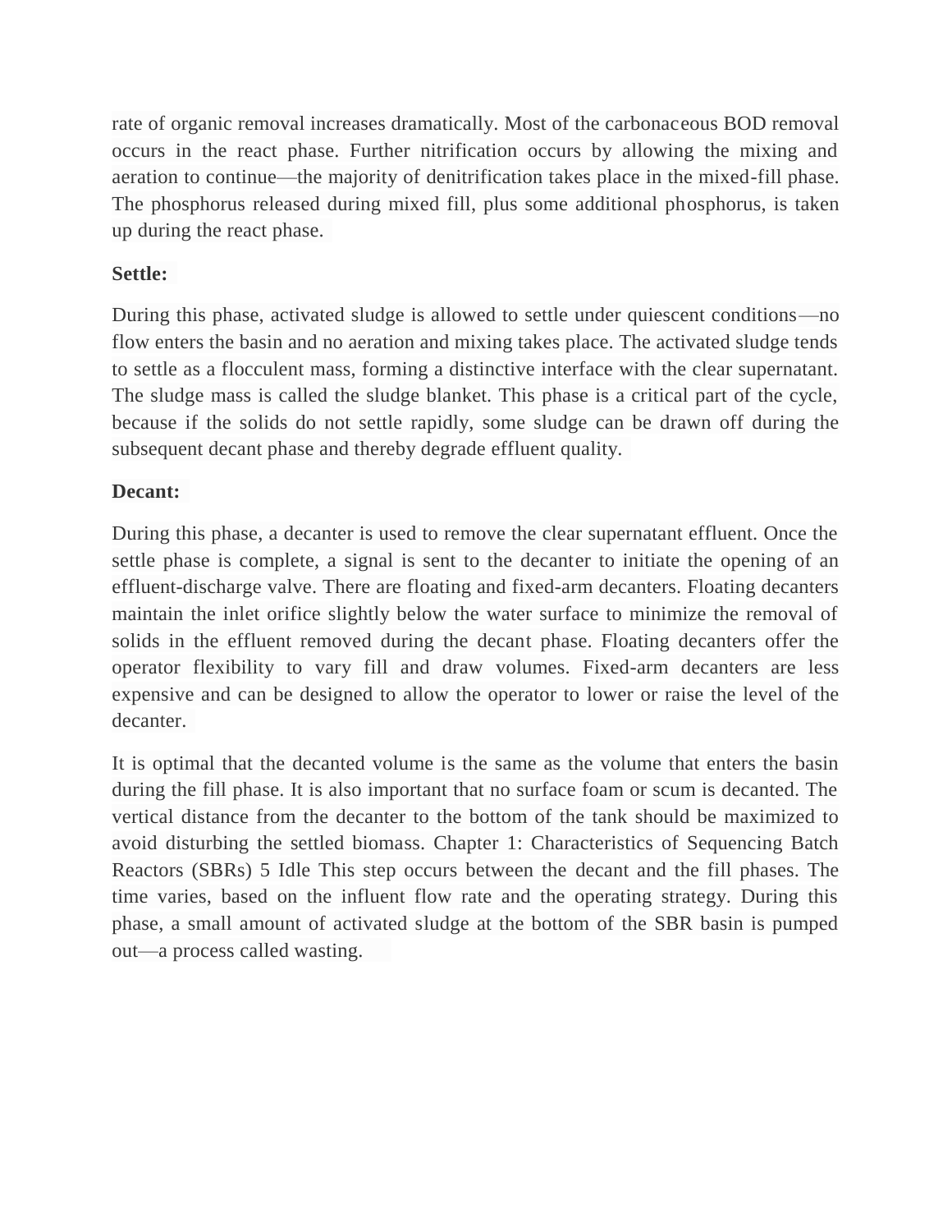rate of organic removal increases dramatically. Most of the carbonaceous BOD removal occurs in the react phase. Further nitrification occurs by allowing the mixing and aeration to continue—the majority of denitrification takes place in the mixed-fill phase. The phosphorus released during mixed fill, plus some additional phosphorus, is taken up during the react phase.

**Settle:**

During this phase, activated sludge is allowed to settle under quiescent conditions—no flow enters the basin and no aeration and mixing takes place. The activated sludge tends to settle as a flocculent mass, forming a distinctive interface with the clear supernatant. The sludge mass is called the sludge blanket. This phase is a critical part of the cycle, because if the solids do not settle rapidly, some sludge can be drawn off during the subsequent decant phase and thereby degrade effluent quality.

**Decant:**

During this phase, a decanter is used to remove the clear supernatant effluent. Once the settle phase is complete, a signal is sent to the decanter to initiate the opening of an effluent-discharge valve. There are floating and fixed-arm decanters. Floating decanters maintain the inlet orifice slightly below the water surface to minimize the removal of solids in the effluent removed during the decant phase. Floating decanters offer the operator flexibility to vary fill and draw volumes. Fixed-arm decanters are less expensive and can be designed to allow the operator to lower or raise the level of the decanter.

It is optimal that the decanted volume is the same as the volume that enters the basin during the fill phase. It is also important that no surface foam or scum is decanted. The vertical distance from the decanter to the bottom of the tank should be maximized to avoid disturbing the settled biomass. Chapter 1: Characteristics of Sequencing Batch Reactors (SBRs) 5 Idle This step occurs between the decant and the fill phases. The time varies, based on the influent flow rate and the operating strategy. During this phase, a small amount of activated sludge at the bottom of the SBR basin is pumped out—a process called wasting.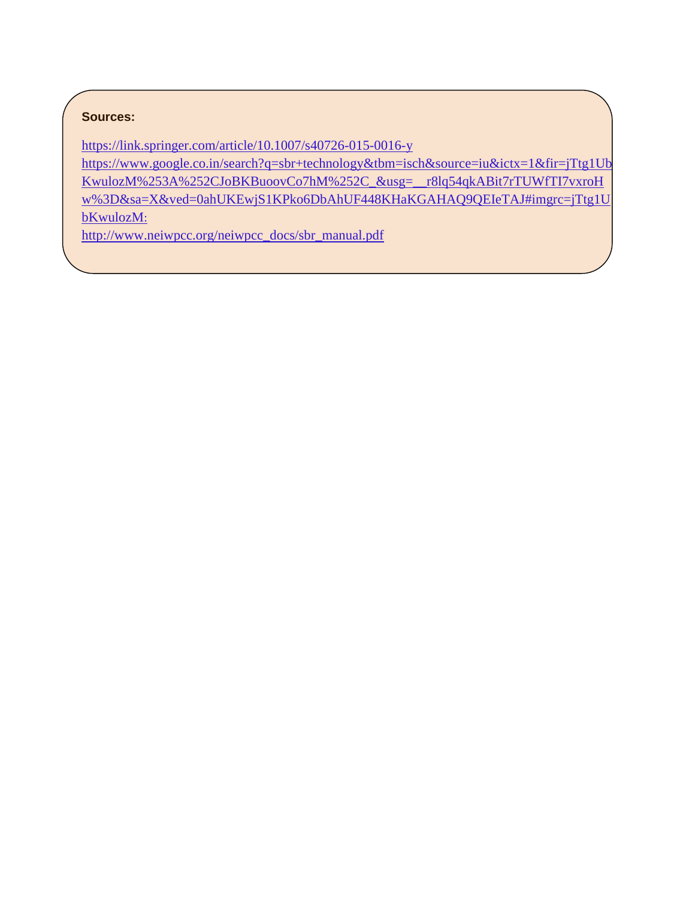**Sources:**

https://link.springer.com/article/10.1007/s40726-015-0016-y
https://www.google.co.in/search?q=sbr+technology&tbm=isch&source=iu&ictx=1&fir=jTtg1UbKwulozM%253A%252CJoBKBuoovCo7hM%252C_&usg=__r8lq54qkABit7rTUWfTI7vxroHw%3D&sa=X&ved=0ahUKEwjS1KPko6DbAhUF448KHaKGAHAQ9QEIeTAJ#imgrc=jTtg1UbKwulozM:
http://www.neiwpcc.org/neiwpcc_docs/sbr_manual.pdf